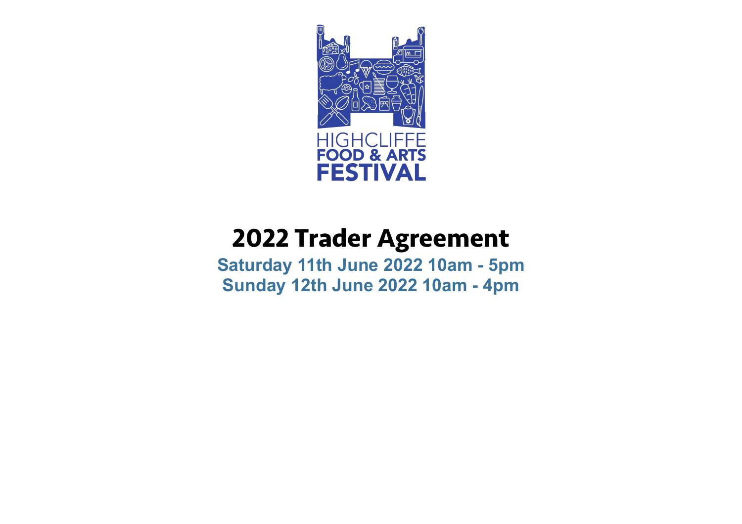HIGHCLIFFE
FOOD & ARTS
FESTIVAL

# 2022 Trader Agreement

**Saturday 11th June 2022 10am - 5pm**
**Sunday 12th June 2022 10am - 4pm**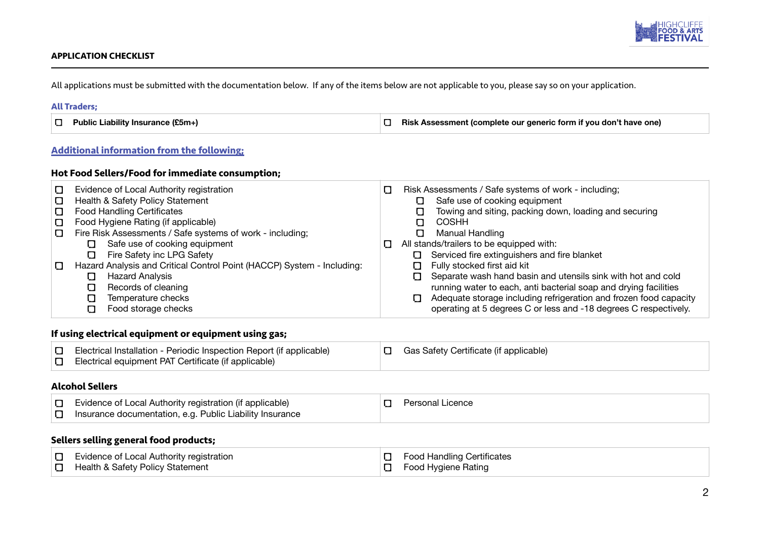## APPLICATION CHECKLIST

All applications must be submitted with the documentation below. If any of the items below are not applicable to you, please say so on your application.

### All Traders;

- ☐ **Public Liability Insurance (£5m+)**
- ☐ **Risk Assessment (complete our generic form if you don't have one)**

### Additional information from the following;

### Hot Food Sellers/Food for immediate consumption;

- ☐ Evidence of Local Authority registration
- ☐ Health & Safety Policy Statement
- ☐ Food Handling Certificates
- ☐ Food Hygiene Rating (if applicable)
- ☐ Fire Risk Assessments / Safe systems of work - including;
  - ☐ Safe use of cooking equipment
  - ☐ Fire Safety inc LPG Safety
- ☐ Hazard Analysis and Critical Control Point (HACCP) System - Including:
  - ☐ Hazard Analysis
  - ☐ Records of cleaning
  - ☐ Temperature checks
  - ☐ Food storage checks
- ☐ Risk Assessments / Safe systems of work - including;
  - ☐ Safe use of cooking equipment
  - ☐ Towing and siting, packing down, loading and securing
  - ☐ COSHH
  - ☐ Manual Handling
- ☐ All stands/trailers to be equipped with:
  - ☐ Serviced fire extinguishers and fire blanket
  - ☐ Fully stocked first aid kit
  - ☐ Separate wash hand basin and utensils sink with hot and cold running water to each, anti bacterial soap and drying facilities
  - ☐ Adequate storage including refrigeration and frozen food capacity operating at 5 degrees C or less and -18 degrees C respectively.

### If using electrical equipment or equipment using gas;

- ☐ Electrical Installation - Periodic Inspection Report (if applicable)
- ☐ Electrical equipment PAT Certificate (if applicable)
- ☐ Gas Safety Certificate (if applicable)

### Alcohol Sellers

- ☐ Evidence of Local Authority registration (if applicable)
- ☐ Insurance documentation, e.g. Public Liability Insurance
- ☐ Personal Licence

### Sellers selling general food products;

- ☐ Evidence of Local Authority registration
- ☐ Health & Safety Policy Statement
- ☐ Food Handling Certificates
- ☐ Food Hygiene Rating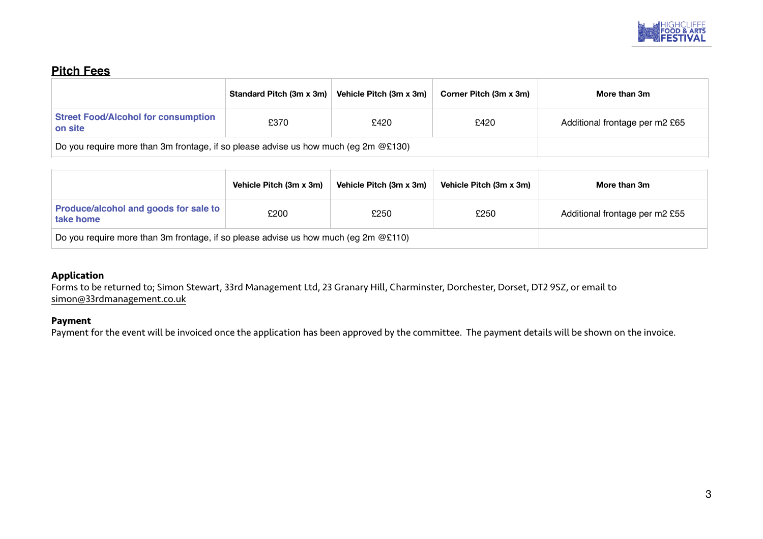## Pitch Fees

| | Standard Pitch (3m x 3m) | Vehicle Pitch (3m x 3m) | Corner Pitch (3m x 3m) | More than 3m |
|---|---|---|---|---|
| **Street Food/Alcohol for consumption on site** | £370 | £420 | £420 | Additional frontage per m2 £65 |
| Do you require more than 3m frontage, if so please advise us how much (eg 2m @£130) | | | | |

| | Vehicle Pitch (3m x 3m) | Vehicle Pitch (3m x 3m) | Vehicle Pitch (3m x 3m) | More than 3m |
|---|---|---|---|---|
| **Produce/alcohol and goods for sale to take home** | £200 | £250 | £250 | Additional frontage per m2 £55 |
| Do you require more than 3m frontage, if so please advise us how much (eg 2m @£110) | | | | |

**Application**

Forms to be returned to; Simon Stewart, 33rd Management Ltd, 23 Granary Hill, Charminster, Dorchester, Dorset, DT2 9SZ, or email to simon@33rdmanagement.co.uk

**Payment**

Payment for the event will be invoiced once the application has been approved by the committee. The payment details will be shown on the invoice.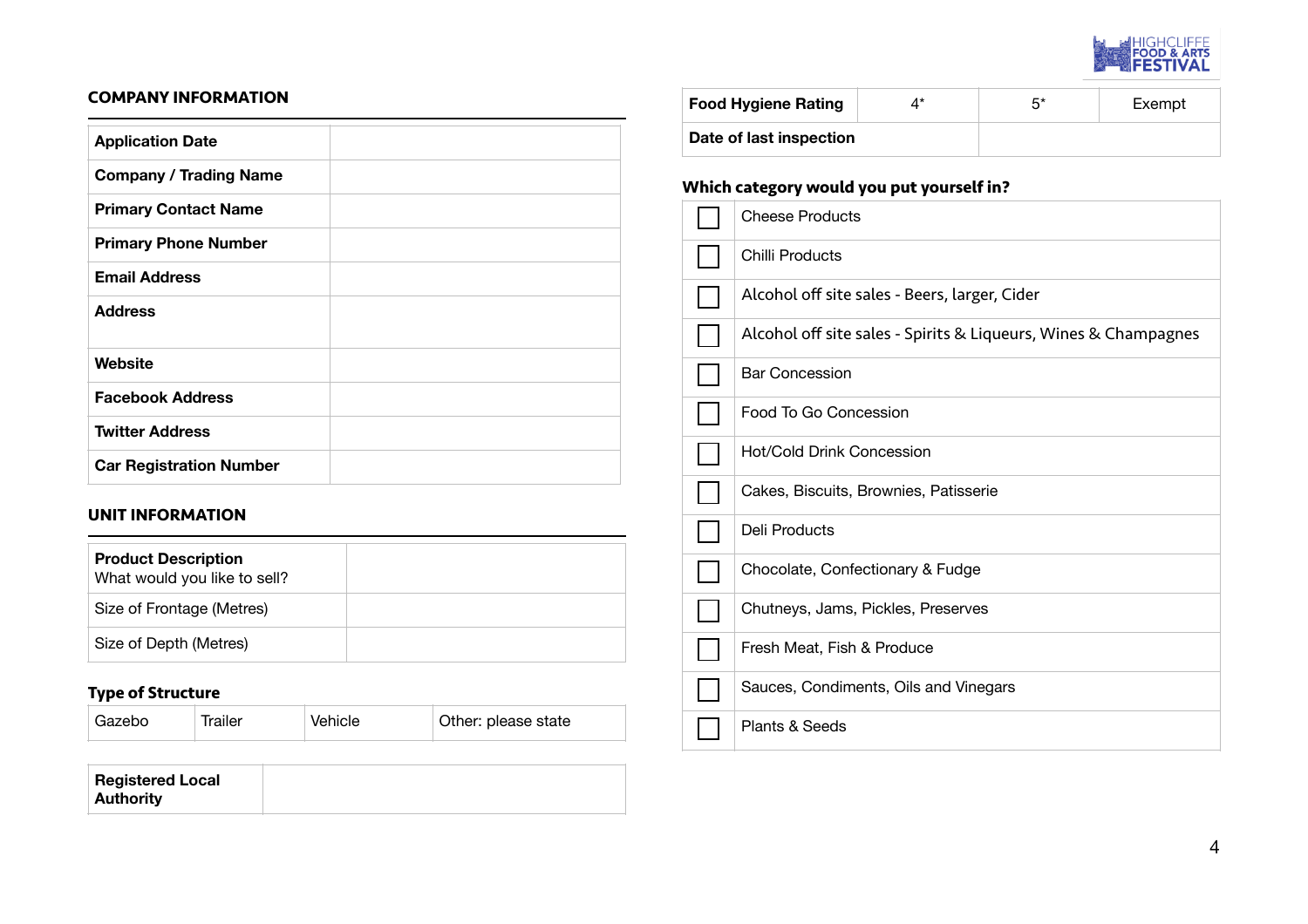## COMPANY INFORMATION

| | |
|---|---|
| **Application Date** | |
| **Company / Trading Name** | |
| **Primary Contact Name** | |
| **Primary Phone Number** | |
| **Email Address** | |
| **Address** | |
| **Website** | |
| **Facebook Address** | |
| **Twitter Address** | |
| **Car Registration Number** | |

## UNIT INFORMATION

| | |
|---|---|
| **Product Description** What would you like to sell? | |
| Size of Frontage (Metres) | |
| Size of Depth (Metres) | |

### Type of Structure

| Gazebo | Trailer | Vehicle | Other: please state |
|---|---|---|---|

| | |
|---|---|
| **Registered Local Authority** | |

| **Food Hygiene Rating** | 4* | 5* | Exempt |
|---|---|---|---|
| **Date of last inspection** | | | |

### Which category would you put yourself in?

| | |
|---|---|
| ☐ | Cheese Products |
| ☐ | Chilli Products |
| ☐ | Alcohol off site sales - Beers, larger, Cider |
| ☐ | Alcohol off site sales - Spirits & Liqueurs, Wines & Champagnes |
| ☐ | Bar Concession |
| ☐ | Food To Go Concession |
| ☐ | Hot/Cold Drink Concession |
| ☐ | Cakes, Biscuits, Brownies, Patisserie |
| ☐ | Deli Products |
| ☐ | Chocolate, Confectionary & Fudge |
| ☐ | Chutneys, Jams, Pickles, Preserves |
| ☐ | Fresh Meat, Fish & Produce |
| ☐ | Sauces, Condiments, Oils and Vinegars |
| ☐ | Plants & Seeds |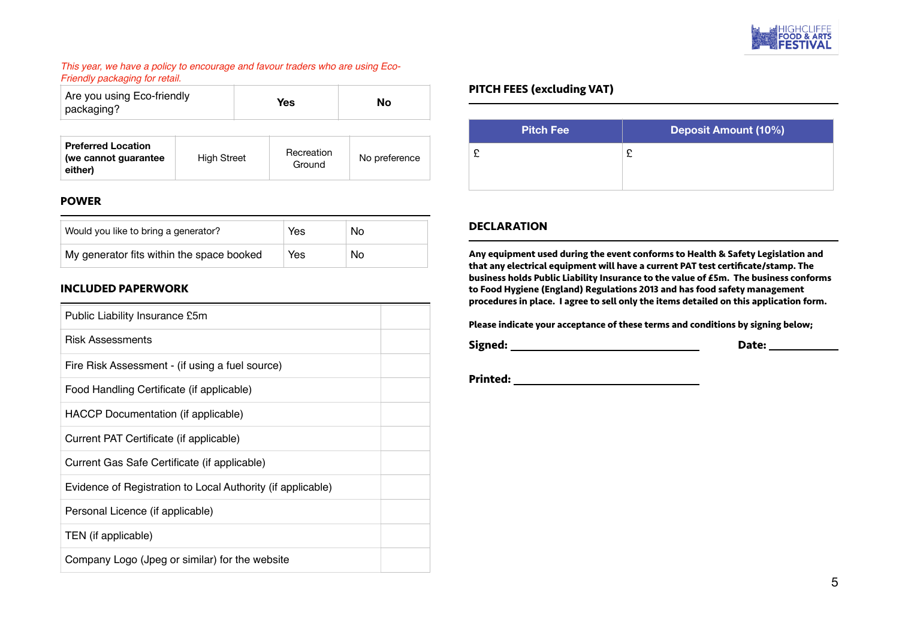*This year, we have a policy to encourage and favour traders who are using Eco-Friendly packaging for retail.*

| Are you using Eco-friendly packaging? | **Yes** | **No** |
|---|---|---|

| **Preferred Location (we cannot guarantee either)** | High Street | Recreation Ground | No preference |
|---|---|---|---|

## POWER

| Would you like to bring a generator? | Yes | No |
|---|---|---|
| My generator fits within the space booked | Yes | No |

## INCLUDED PAPERWORK

| | |
|---|---|
| Public Liability Insurance £5m | |
| Risk Assessments | |
| Fire Risk Assessment - (if using a fuel source) | |
| Food Handling Certificate (if applicable) | |
| HACCP Documentation (if applicable) | |
| Current PAT Certificate (if applicable) | |
| Current Gas Safe Certificate (if applicable) | |
| Evidence of Registration to Local Authority (if applicable) | |
| Personal Licence (if applicable) | |
| TEN (if applicable) | |
| Company Logo (Jpeg or similar) for the website | |

## PITCH FEES (excluding VAT)

| Pitch Fee | Deposit Amount (10%) |
|---|---|
| £ | £ |

## DECLARATION

**Any equipment used during the event conforms to Health & Safety Legislation and that any electrical equipment will have a current PAT test certificate/stamp. The business holds Public Liability Insurance to the value of £5m. The business conforms to Food Hygiene (England) Regulations 2013 and has food safety management procedures in place. I agree to sell only the items detailed on this application form.**

**Please indicate your acceptance of these terms and conditions by signing below;**

**Signed:** ______________________________ **Date:** ____________

**Printed:** ______________________________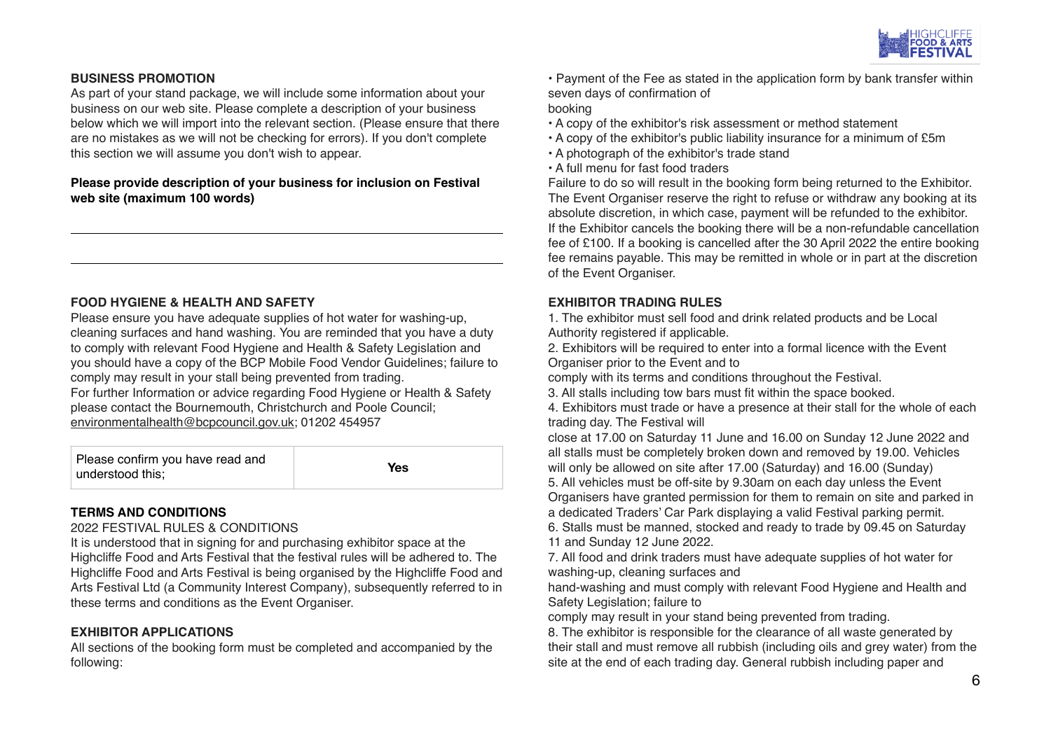## BUSINESS PROMOTION

As part of your stand package, we will include some information about your business on our web site. Please complete a description of your business below which we will import into the relevant section. (Please ensure that there are no mistakes as we will not be checking for errors). If you don't complete this section we will assume you don't wish to appear.

**Please provide description of your business for inclusion on Festival web site (maximum 100 words)**

## FOOD HYGIENE & HEALTH AND SAFETY

Please ensure you have adequate supplies of hot water for washing-up, cleaning surfaces and hand washing. You are reminded that you have a duty to comply with relevant Food Hygiene and Health & Safety Legislation and you should have a copy of the BCP Mobile Food Vendor Guidelines; failure to comply may result in your stall being prevented from trading.
For further Information or advice regarding Food Hygiene or Health & Safety please contact the Bournemouth, Christchurch and Poole Council; environmentalhealth@bcpcouncil.gov.uk; 01202 454957

| Please confirm you have read and understood this; | **Yes** |
|---|---|

## TERMS AND CONDITIONS

2022 FESTIVAL RULES & CONDITIONS

It is understood that in signing for and purchasing exhibitor space at the Highcliffe Food and Arts Festival that the festival rules will be adhered to. The Highcliffe Food and Arts Festival is being organised by the Highcliffe Food and Arts Festival Ltd (a Community Interest Company), subsequently referred to in these terms and conditions as the Event Organiser.

## EXHIBITOR APPLICATIONS

All sections of the booking form must be completed and accompanied by the following:

- Payment of the Fee as stated in the application form by bank transfer within seven days of confirmation of booking
- A copy of the exhibitor's risk assessment or method statement
- A copy of the exhibitor's public liability insurance for a minimum of £5m
- A photograph of the exhibitor's trade stand
- A full menu for fast food traders

Failure to do so will result in the booking form being returned to the Exhibitor. The Event Organiser reserve the right to refuse or withdraw any booking at its absolute discretion, in which case, payment will be refunded to the exhibitor. If the Exhibitor cancels the booking there will be a non-refundable cancellation fee of £100. If a booking is cancelled after the 30 April 2022 the entire booking fee remains payable. This may be remitted in whole or in part at the discretion of the Event Organiser.

## EXHIBITOR TRADING RULES

1. The exhibitor must sell food and drink related products and be Local Authority registered if applicable.
2. Exhibitors will be required to enter into a formal licence with the Event Organiser prior to the Event and to comply with its terms and conditions throughout the Festival.
3. All stalls including tow bars must fit within the space booked.
4. Exhibitors must trade or have a presence at their stall for the whole of each trading day. The Festival will close at 17.00 on Saturday 11 June and 16.00 on Sunday 12 June 2022 and all stalls must be completely broken down and removed by 19.00. Vehicles will only be allowed on site after 17.00 (Saturday) and 16.00 (Sunday)
5. All vehicles must be off-site by 9.30am on each day unless the Event Organisers have granted permission for them to remain on site and parked in a dedicated Traders' Car Park displaying a valid Festival parking permit.
6. Stalls must be manned, stocked and ready to trade by 09.45 on Saturday 11 and Sunday 12 June 2022.
7. All food and drink traders must have adequate supplies of hot water for washing-up, cleaning surfaces and hand-washing and must comply with relevant Food Hygiene and Health and Safety Legislation; failure to comply may result in your stand being prevented from trading.
8. The exhibitor is responsible for the clearance of all waste generated by their stall and must remove all rubbish (including oils and grey water) from the site at the end of each trading day. General rubbish including paper and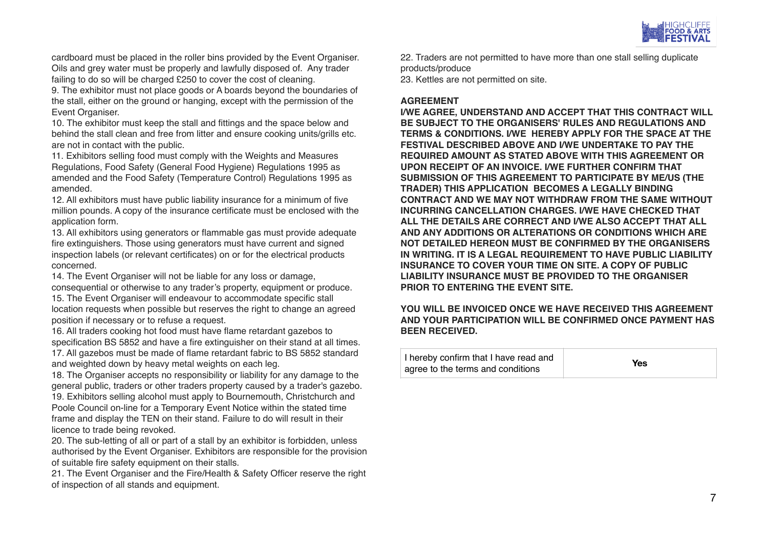cardboard must be placed in the roller bins provided by the Event Organiser. Oils and grey water must be properly and lawfully disposed of. Any trader failing to do so will be charged £250 to cover the cost of cleaning.

9. The exhibitor must not place goods or A boards beyond the boundaries of the stall, either on the ground or hanging, except with the permission of the Event Organiser.

10. The exhibitor must keep the stall and fittings and the space below and behind the stall clean and free from litter and ensure cooking units/grills etc. are not in contact with the public.

11. Exhibitors selling food must comply with the Weights and Measures Regulations, Food Safety (General Food Hygiene) Regulations 1995 as amended and the Food Safety (Temperature Control) Regulations 1995 as amended.

12. All exhibitors must have public liability insurance for a minimum of five million pounds. A copy of the insurance certificate must be enclosed with the application form.

13. All exhibitors using generators or flammable gas must provide adequate fire extinguishers. Those using generators must have current and signed inspection labels (or relevant certificates) on or for the electrical products concerned.

14. The Event Organiser will not be liable for any loss or damage, consequential or otherwise to any trader's property, equipment or produce.

15. The Event Organiser will endeavour to accommodate specific stall location requests when possible but reserves the right to change an agreed position if necessary or to refuse a request.

16. All traders cooking hot food must have flame retardant gazebos to specification BS 5852 and have a fire extinguisher on their stand at all times.

17. All gazebos must be made of flame retardant fabric to BS 5852 standard and weighted down by heavy metal weights on each leg.

18. The Organiser accepts no responsibility or liability for any damage to the general public, traders or other traders property caused by a trader's gazebo.

19. Exhibitors selling alcohol must apply to Bournemouth, Christchurch and Poole Council on-line for a Temporary Event Notice within the stated time frame and display the TEN on their stand. Failure to do will result in their licence to trade being revoked.

20. The sub-letting of all or part of a stall by an exhibitor is forbidden, unless authorised by the Event Organiser. Exhibitors are responsible for the provision of suitable fire safety equipment on their stalls.

21. The Event Organiser and the Fire/Health & Safety Officer reserve the right of inspection of all stands and equipment.

22. Traders are not permitted to have more than one stall selling duplicate products/produce

23. Kettles are not permitted on site.

**AGREEMENT**

**I/WE AGREE, UNDERSTAND AND ACCEPT THAT THIS CONTRACT WILL BE SUBJECT TO THE ORGANISERS' RULES AND REGULATIONS AND TERMS & CONDITIONS. I/WE HEREBY APPLY FOR THE SPACE AT THE FESTIVAL DESCRIBED ABOVE AND I/WE UNDERTAKE TO PAY THE REQUIRED AMOUNT AS STATED ABOVE WITH THIS AGREEMENT OR UPON RECEIPT OF AN INVOICE. I/WE FURTHER CONFIRM THAT SUBMISSION OF THIS AGREEMENT TO PARTICIPATE BY ME/US (THE TRADER) THIS APPLICATION BECOMES A LEGALLY BINDING CONTRACT AND WE MAY NOT WITHDRAW FROM THE SAME WITHOUT INCURRING CANCELLATION CHARGES. I/WE HAVE CHECKED THAT ALL THE DETAILS ARE CORRECT AND I/WE ALSO ACCEPT THAT ALL AND ANY ADDITIONS OR ALTERATIONS OR CONDITIONS WHICH ARE NOT DETAILED HEREON MUST BE CONFIRMED BY THE ORGANISERS IN WRITING. IT IS A LEGAL REQUIREMENT TO HAVE PUBLIC LIABILITY INSURANCE TO COVER YOUR TIME ON SITE. A COPY OF PUBLIC LIABILITY INSURANCE MUST BE PROVIDED TO THE ORGANISER PRIOR TO ENTERING THE EVENT SITE.**

**YOU WILL BE INVOICED ONCE WE HAVE RECEIVED THIS AGREEMENT AND YOUR PARTICIPATION WILL BE CONFIRMED ONCE PAYMENT HAS BEEN RECEIVED.**

| | |
|---|---|
| I hereby confirm that I have read and agree to the terms and conditions | **Yes** |